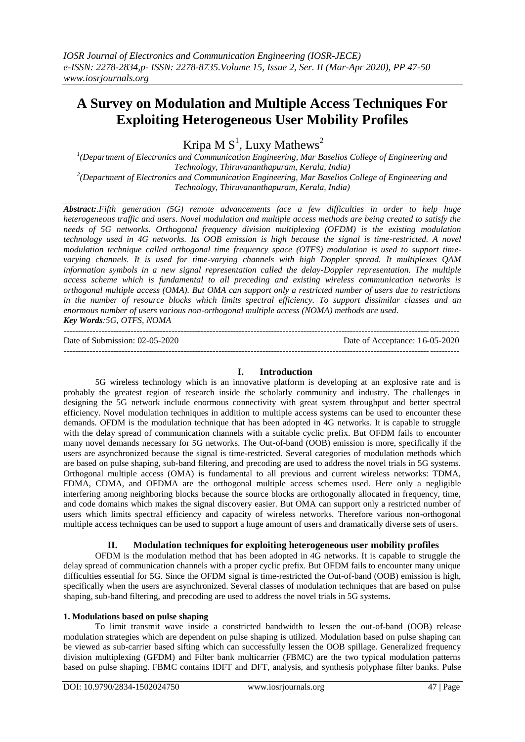# A Survey on Modulation and Multiple Access Techniques For Exploiting Heterogeneous User Mobility Profiles

Kripa M S[1], Luxy Mathews[2]

[1](Department of Electronics and Communication Engineering, Mar Baselios College of Engineering and Technology, Thiruvananthapuram, Kerala, India)

[2](Department of Electronics and Communication Engineering, Mar Baselios College of Engineering and Technology, Thiruvananthapuram, Kerala, India)

***Abstract:*** *.Fifth generation (5G) remote advancements face a few difficulties in order to help huge heterogeneous traffic and users. Novel modulation and multiple access methods are being created to satisfy the needs of 5G networks. Orthogonal frequency division multiplexing (OFDM) is the existing modulation technology used in 4G networks. Its OOB emission is high because the signal is time-restricted. A novel modulation technique called orthogonal time frequency space (OTFS) modulation is used to support time-varying channels. It is used for time-varying channels with high Doppler spread. It multiplexes QAM information symbols in a new signal representation called the delay-Doppler representation. The multiple access scheme which is fundamental to all preceding and existing wireless communication networks is orthogonal multiple access (OMA). But OMA can support only a restricted number of users due to restrictions in the number of resource blocks which limits spectral efficiency. To support dissimilar classes and an enormous number of users various non-orthogonal multiple access (NOMA) methods are used.*

***Key Words****:5G, OTFS, NOMA*

Date of Submission: 02-05-2020 | Date of Acceptance: 16-05-2020

## I. Introduction

5G wireless technology which is an innovative platform is developing at an explosive rate and is probably the greatest region of research inside the scholarly community and industry. The challenges in designing the 5G network include enormous connectivity with great system throughput and better spectral efficiency. Novel modulation techniques in addition to multiple access systems can be used to encounter these demands. OFDM is the modulation technique that has been adopted in 4G networks. It is capable to struggle with the delay spread of communication channels with a suitable cyclic prefix. But OFDM fails to encounter many novel demands necessary for 5G networks. The Out-of-band (OOB) emission is more, specifically if the users are asynchronized because the signal is time-restricted. Several categories of modulation methods which are based on pulse shaping, sub-band filtering, and precoding are used to address the novel trials in 5G systems. Orthogonal multiple access (OMA) is fundamental to all previous and current wireless networks: TDMA, FDMA, CDMA, and OFDMA are the orthogonal multiple access schemes used. Here only a negligible interfering among neighboring blocks because the source blocks are orthogonally allocated in frequency, time, and code domains which makes the signal discovery easier. But OMA can support only a restricted number of users which limits spectral efficiency and capacity of wireless networks. Therefore various non-orthogonal multiple access techniques can be used to support a huge amount of users and dramatically diverse sets of users.

## II. Modulation techniques for exploiting heterogeneous user mobility profiles

OFDM is the modulation method that has been adopted in 4G networks. It is capable to struggle the delay spread of communication channels with a proper cyclic prefix. But OFDM fails to encounter many unique difficulties essential for 5G. Since the OFDM signal is time-restricted the Out-of-band (OOB) emission is high, specifically when the users are asynchronized. Several classes of modulation techniques that are based on pulse shaping, sub-band filtering, and precoding are used to address the novel trials in 5G systems**.**

### 1. Modulations based on pulse shaping

To limit transmit wave inside a constricted bandwidth to lessen the out-of-band (OOB) release modulation strategies which are dependent on pulse shaping is utilized. Modulation based on pulse shaping can be viewed as sub-carrier based sifting which can successfully lessen the OOB spillage. Generalized frequency division multiplexing (GFDM) and Filter bank multicarrier (FBMC) are the two typical modulation patterns based on pulse shaping. FBMC contains IDFT and DFT, analysis, and synthesis polyphase filter banks. Pulse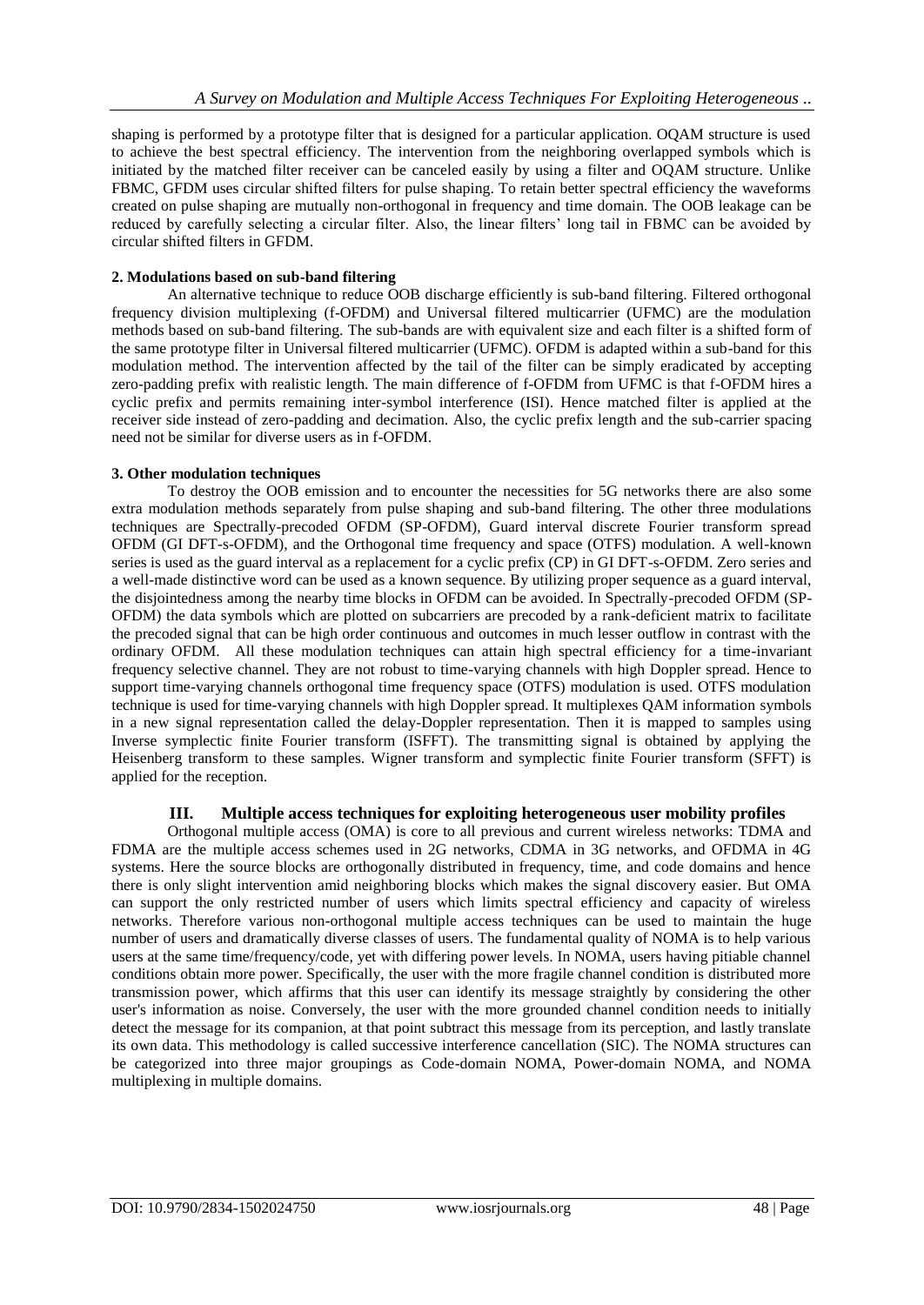shaping is performed by a prototype filter that is designed for a particular application. OQAM structure is used to achieve the best spectral efficiency. The intervention from the neighboring overlapped symbols which is initiated by the matched filter receiver can be canceled easily by using a filter and OQAM structure. Unlike FBMC, GFDM uses circular shifted filters for pulse shaping. To retain better spectral efficiency the waveforms created on pulse shaping are mutually non-orthogonal in frequency and time domain. The OOB leakage can be reduced by carefully selecting a circular filter. Also, the linear filters' long tail in FBMC can be avoided by circular shifted filters in GFDM.

**2. Modulations based on sub-band filtering**

An alternative technique to reduce OOB discharge efficiently is sub-band filtering. Filtered orthogonal frequency division multiplexing (f-OFDM) and Universal filtered multicarrier (UFMC) are the modulation methods based on sub-band filtering. The sub-bands are with equivalent size and each filter is a shifted form of the same prototype filter in Universal filtered multicarrier (UFMC). OFDM is adapted within a sub-band for this modulation method. The intervention affected by the tail of the filter can be simply eradicated by accepting zero-padding prefix with realistic length. The main difference of f-OFDM from UFMC is that f-OFDM hires a cyclic prefix and permits remaining inter-symbol interference (ISI). Hence matched filter is applied at the receiver side instead of zero-padding and decimation. Also, the cyclic prefix length and the sub-carrier spacing need not be similar for diverse users as in f-OFDM.

**3. Other modulation techniques**

To destroy the OOB emission and to encounter the necessities for 5G networks there are also some extra modulation methods separately from pulse shaping and sub-band filtering. The other three modulations techniques are Spectrally-precoded OFDM (SP-OFDM), Guard interval discrete Fourier transform spread OFDM (GI DFT-s-OFDM), and the Orthogonal time frequency and space (OTFS) modulation. A well-known series is used as the guard interval as a replacement for a cyclic prefix (CP) in GI DFT-s-OFDM. Zero series and a well-made distinctive word can be used as a known sequence. By utilizing proper sequence as a guard interval, the disjointedness among the nearby time blocks in OFDM can be avoided. In Spectrally-precoded OFDM (SP-OFDM) the data symbols which are plotted on subcarriers are precoded by a rank-deficient matrix to facilitate the precoded signal that can be high order continuous and outcomes in much lesser outflow in contrast with the ordinary OFDM. All these modulation techniques can attain high spectral efficiency for a time-invariant frequency selective channel. They are not robust to time-varying channels with high Doppler spread. Hence to support time-varying channels orthogonal time frequency space (OTFS) modulation is used. OTFS modulation technique is used for time-varying channels with high Doppler spread. It multiplexes QAM information symbols in a new signal representation called the delay-Doppler representation. Then it is mapped to samples using Inverse symplectic finite Fourier transform (ISFFT). The transmitting signal is obtained by applying the Heisenberg transform to these samples. Wigner transform and symplectic finite Fourier transform (SFFT) is applied for the reception.

## III. Multiple access techniques for exploiting heterogeneous user mobility profiles

Orthogonal multiple access (OMA) is core to all previous and current wireless networks: TDMA and FDMA are the multiple access schemes used in 2G networks, CDMA in 3G networks, and OFDMA in 4G systems. Here the source blocks are orthogonally distributed in frequency, time, and code domains and hence there is only slight intervention amid neighboring blocks which makes the signal discovery easier. But OMA can support the only restricted number of users which limits spectral efficiency and capacity of wireless networks. Therefore various non-orthogonal multiple access techniques can be used to maintain the huge number of users and dramatically diverse classes of users. The fundamental quality of NOMA is to help various users at the same time/frequency/code, yet with differing power levels. In NOMA, users having pitiable channel conditions obtain more power. Specifically, the user with the more fragile channel condition is distributed more transmission power, which affirms that this user can identify its message straightly by considering the other user's information as noise. Conversely, the user with the more grounded channel condition needs to initially detect the message for its companion, at that point subtract this message from its perception, and lastly translate its own data. This methodology is called successive interference cancellation (SIC). The NOMA structures can be categorized into three major groupings as Code-domain NOMA, Power-domain NOMA, and NOMA multiplexing in multiple domains.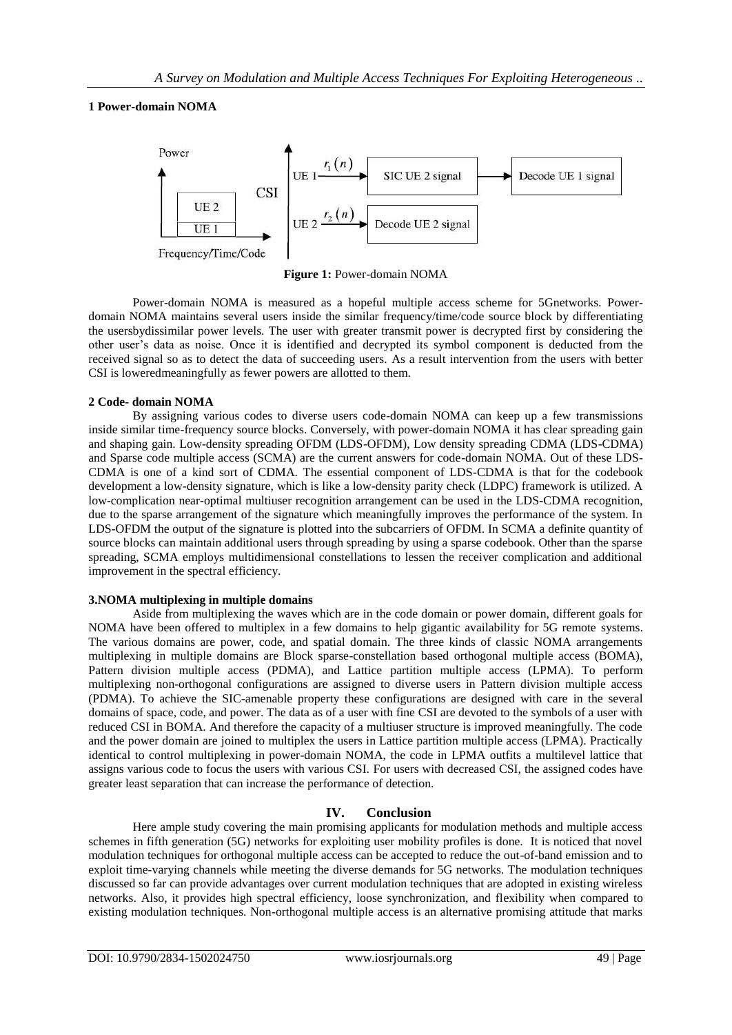### 1 Power-domain NOMA

**Figure 1:** Power-domain NOMA

Power-domain NOMA is measured as a hopeful multiple access scheme for 5Gnetworks. Power-domain NOMA maintains several users inside the similar frequency/time/code source block by differentiating the usersbydissimilar power levels. The user with greater transmit power is decrypted first by considering the other user's data as noise. Once it is identified and decrypted its symbol component is deducted from the received signal so as to detect the data of succeeding users. As a result intervention from the users with better CSI is loweredmeaningfully as fewer powers are allotted to them.

### 2 Code- domain NOMA

By assigning various codes to diverse users code-domain NOMA can keep up a few transmissions inside similar time-frequency source blocks. Conversely, with power-domain NOMA it has clear spreading gain and shaping gain. Low-density spreading OFDM (LDS-OFDM), Low density spreading CDMA (LDS-CDMA) and Sparse code multiple access (SCMA) are the current answers for code-domain NOMA. Out of these LDS-CDMA is one of a kind sort of CDMA. The essential component of LDS-CDMA is that for the codebook development a low-density signature, which is like a low-density parity check (LDPC) framework is utilized. A low-complication near-optimal multiuser recognition arrangement can be used in the LDS-CDMA recognition, due to the sparse arrangement of the signature which meaningfully improves the performance of the system. In LDS-OFDM the output of the signature is plotted into the subcarriers of OFDM. In SCMA a definite quantity of source blocks can maintain additional users through spreading by using a sparse codebook. Other than the sparse spreading, SCMA employs multidimensional constellations to lessen the receiver complication and additional improvement in the spectral efficiency.

### 3.NOMA multiplexing in multiple domains

Aside from multiplexing the waves which are in the code domain or power domain, different goals for NOMA have been offered to multiplex in a few domains to help gigantic availability for 5G remote systems. The various domains are power, code, and spatial domain. The three kinds of classic NOMA arrangements multiplexing in multiple domains are Block sparse-constellation based orthogonal multiple access (BOMA), Pattern division multiple access (PDMA), and Lattice partition multiple access (LPMA). To perform multiplexing non-orthogonal configurations are assigned to diverse users in Pattern division multiple access (PDMA). To achieve the SIC-amenable property these configurations are designed with care in the several domains of space, code, and power. The data as of a user with fine CSI are devoted to the symbols of a user with reduced CSI in BOMA. And therefore the capacity of a multiuser structure is improved meaningfully. The code and the power domain are joined to multiplex the users in Lattice partition multiple access (LPMA). Practically identical to control multiplexing in power-domain NOMA, the code in LPMA outfits a multilevel lattice that assigns various code to focus the users with various CSI. For users with decreased CSI, the assigned codes have greater least separation that can increase the performance of detection.

## IV. Conclusion

Here ample study covering the main promising applicants for modulation methods and multiple access schemes in fifth generation (5G) networks for exploiting user mobility profiles is done. It is noticed that novel modulation techniques for orthogonal multiple access can be accepted to reduce the out-of-band emission and to exploit time-varying channels while meeting the diverse demands for 5G networks. The modulation techniques discussed so far can provide advantages over current modulation techniques that are adopted in existing wireless networks. Also, it provides high spectral efficiency, loose synchronization, and flexibility when compared to existing modulation techniques. Non-orthogonal multiple access is an alternative promising attitude that marks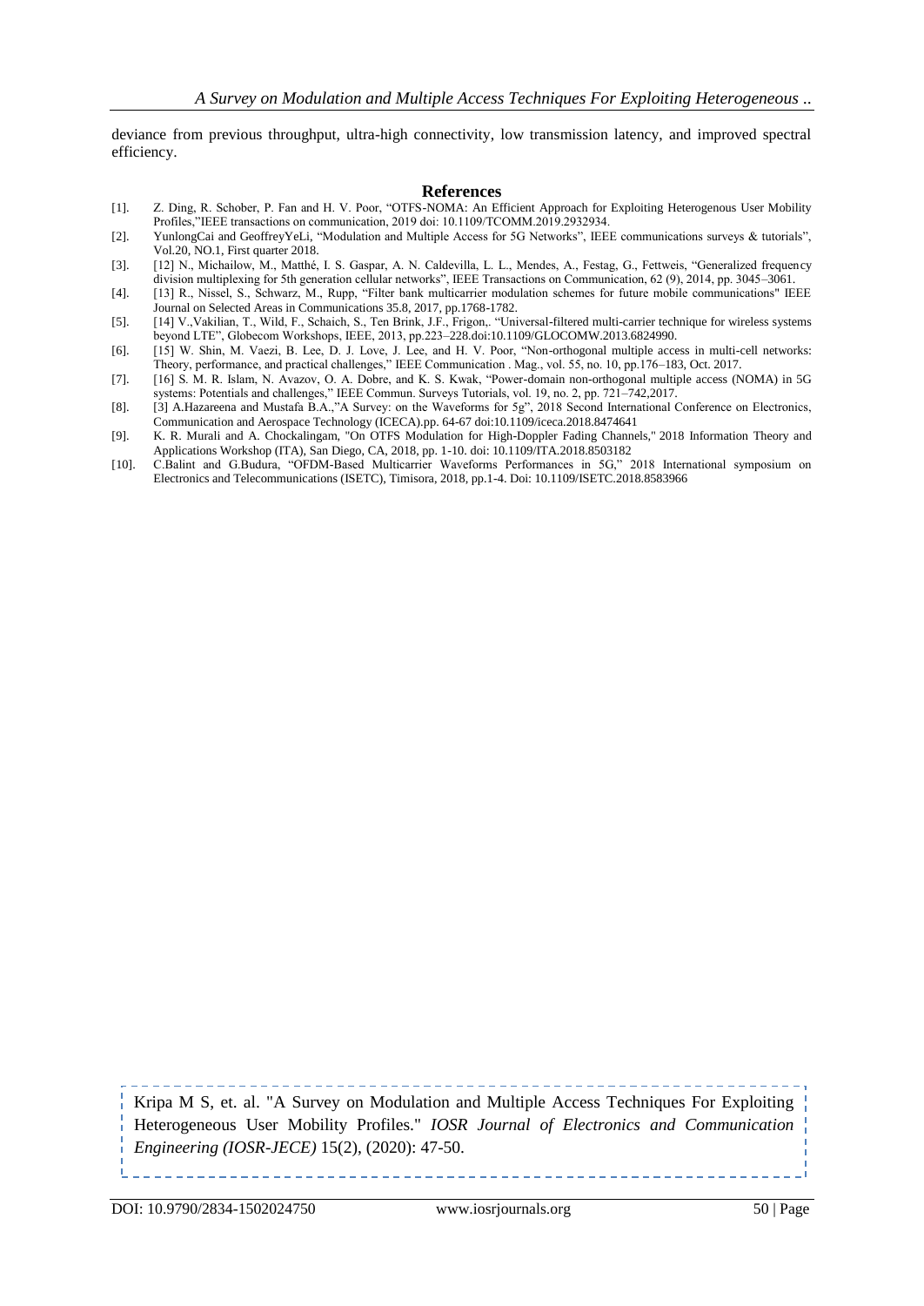deviance from previous throughput, ultra-high connectivity, low transmission latency, and improved spectral efficiency.

## References

[1]. Z. Ding, R. Schober, P. Fan and H. V. Poor, "OTFS-NOMA: An Efficient Approach for Exploiting Heterogenous User Mobility Profiles,"IEEE transactions on communication, 2019 doi: 10.1109/TCOMM.2019.2932934.

[2]. YunlongCai and GeoffreyYeLi, "Modulation and Multiple Access for 5G Networks", IEEE communications surveys & tutorials", Vol.20, NO.1, First quarter 2018.

[3]. [12] N., Michailow, M., Matthé, I. S. Gaspar, A. N. Caldevilla, L. L., Mendes, A., Festag, G., Fettweis, "Generalized frequency division multiplexing for 5th generation cellular networks", IEEE Transactions on Communication, 62 (9), 2014, pp. 3045–3061.

[4]. [13] R., Nissel, S., Schwarz, M., Rupp, "Filter bank multicarrier modulation schemes for future mobile communications" IEEE Journal on Selected Areas in Communications 35.8, 2017, pp.1768-1782.

[5]. [14] V.,Vakilian, T., Wild, F., Schaich, S., Ten Brink, J.F., Frigon,. "Universal-filtered multi-carrier technique for wireless systems beyond LTE", Globecom Workshops, IEEE, 2013, pp.223–228.doi:10.1109/GLOCOMW.2013.6824990.

[6]. [15] W. Shin, M. Vaezi, B. Lee, D. J. Love, J. Lee, and H. V. Poor, "Non-orthogonal multiple access in multi-cell networks: Theory, performance, and practical challenges," IEEE Communication . Mag., vol. 55, no. 10, pp.176–183, Oct. 2017.

[7]. [16] S. M. R. Islam, N. Avazov, O. A. Dobre, and K. S. Kwak, "Power-domain non-orthogonal multiple access (NOMA) in 5G systems: Potentials and challenges," IEEE Commun. Surveys Tutorials, vol. 19, no. 2, pp. 721–742,2017.

[8]. [3] A.Hazareena and Mustafa B.A.,"A Survey: on the Waveforms for 5g", 2018 Second International Conference on Electronics, Communication and Aerospace Technology (ICECA).pp. 64-67 doi:10.1109/iceca.2018.8474641

[9]. K. R. Murali and A. Chockalingam, "On OTFS Modulation for High-Doppler Fading Channels," 2018 Information Theory and Applications Workshop (ITA), San Diego, CA, 2018, pp. 1-10. doi: 10.1109/ITA.2018.8503182

[10]. C.Balint and G.Budura, "OFDM-Based Multicarrier Waveforms Performances in 5G," 2018 International symposium on Electronics and Telecommunications (ISETC), Timisora, 2018, pp.1-4. Doi: 10.1109/ISETC.2018.8583966

Kripa M S, et. al. "A Survey on Modulation and Multiple Access Techniques For Exploiting Heterogeneous User Mobility Profiles." *IOSR Journal of Electronics and Communication Engineering (IOSR-JECE)* 15(2), (2020): 47-50.